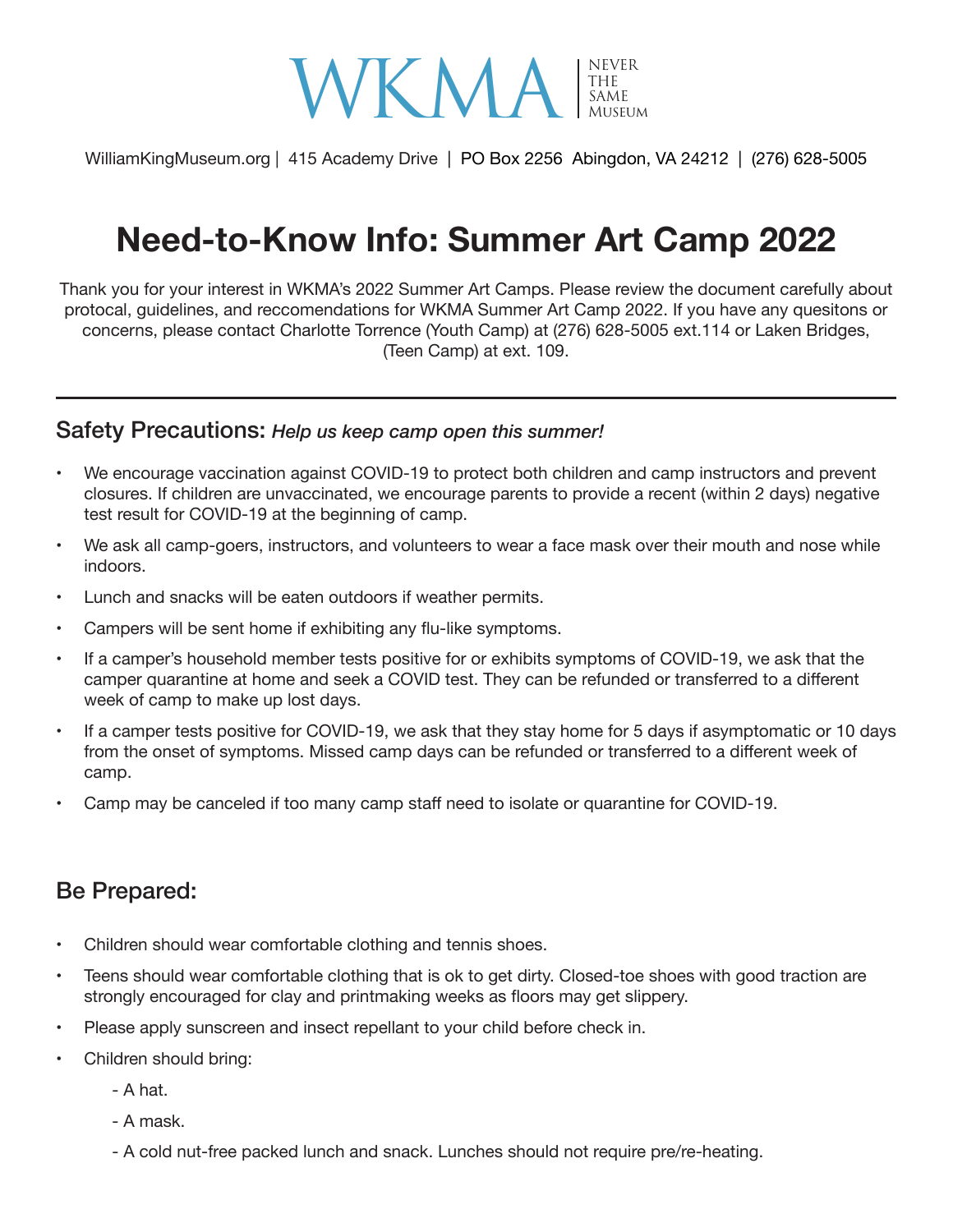WKMA | NEVER THE SAME MUSEUM

WilliamKingMuseum.org | 415 Academy Drive | PO Box 2256 Abingdon, VA 24212 | (276) 628-5005

# Need-to-Know Info: Summer Art Camp 2022

Thank you for your interest in WKMA's 2022 Summer Art Camps. Please review the document carefully about protocal, guidelines, and reccomendations for WKMA Summer Art Camp 2022. If you have any quesitons or concerns, please contact Charlotte Torrence (Youth Camp) at (276) 628-5005 ext.114 or Laken Bridges, (Teen Camp) at ext. 109.

---

## Safety Precautions: *Help us keep camp open this summer!*

- We encourage vaccination against COVID-19 to protect both children and camp instructors and prevent closures. If children are unvaccinated, we encourage parents to provide a recent (within 2 days) negative test result for COVID-19 at the beginning of camp.
- We ask all camp-goers, instructors, and volunteers to wear a face mask over their mouth and nose while indoors.
- Lunch and snacks will be eaten outdoors if weather permits.
- Campers will be sent home if exhibiting any flu-like symptoms.
- If a camper's household member tests positive for or exhibits symptoms of COVID-19, we ask that the camper quarantine at home and seek a COVID test. They can be refunded or transferred to a different week of camp to make up lost days.
- If a camper tests positive for COVID-19, we ask that they stay home for 5 days if asymptomatic or 10 days from the onset of symptoms. Missed camp days can be refunded or transferred to a different week of camp.
- Camp may be canceled if too many camp staff need to isolate or quarantine for COVID-19.

## Be Prepared:

- Children should wear comfortable clothing and tennis shoes.
- Teens should wear comfortable clothing that is ok to get dirty. Closed-toe shoes with good traction are strongly encouraged for clay and printmaking weeks as floors may get slippery.
- Please apply sunscreen and insect repellant to your child before check in.
- Children should bring:
  - A hat.
  - A mask.
  - A cold nut-free packed lunch and snack. Lunches should not require pre/re-heating.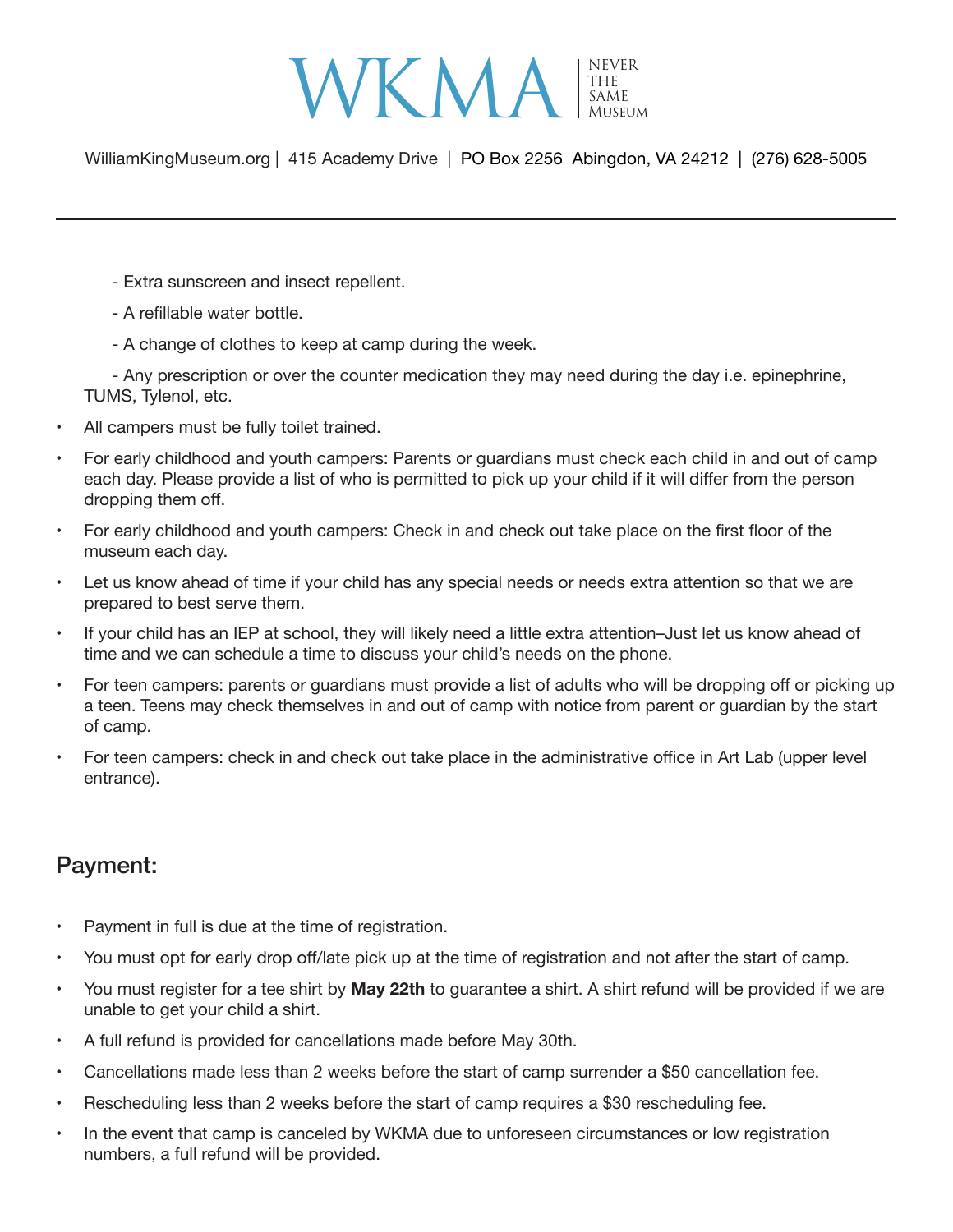- Extra sunscreen and insect repellent.
- A refillable water bottle.
- A change of clothes to keep at camp during the week.
- Any prescription or over the counter medication they may need during the day i.e. epinephrine, TUMS, Tylenol, etc.

- All campers must be fully toilet trained.
- For early childhood and youth campers: Parents or guardians must check each child in and out of camp each day. Please provide a list of who is permitted to pick up your child if it will differ from the person dropping them off.
- For early childhood and youth campers: Check in and check out take place on the first floor of the museum each day.
- Let us know ahead of time if your child has any special needs or needs extra attention so that we are prepared to best serve them.
- If your child has an IEP at school, they will likely need a little extra attention–Just let us know ahead of time and we can schedule a time to discuss your child's needs on the phone.
- For teen campers: parents or guardians must provide a list of adults who will be dropping off or picking up a teen. Teens may check themselves in and out of camp with notice from parent or guardian by the start of camp.
- For teen campers: check in and check out take place in the administrative office in Art Lab (upper level entrance).

## Payment:

- Payment in full is due at the time of registration.
- You must opt for early drop off/late pick up at the time of registration and not after the start of camp.
- You must register for a tee shirt by **May 22th** to guarantee a shirt. A shirt refund will be provided if we are unable to get your child a shirt.
- A full refund is provided for cancellations made before May 30th.
- Cancellations made less than 2 weeks before the start of camp surrender a $50 cancellation fee.
- Rescheduling less than 2 weeks before the start of camp requires a $30 rescheduling fee.
- In the event that camp is canceled by WKMA due to unforeseen circumstances or low registration numbers, a full refund will be provided.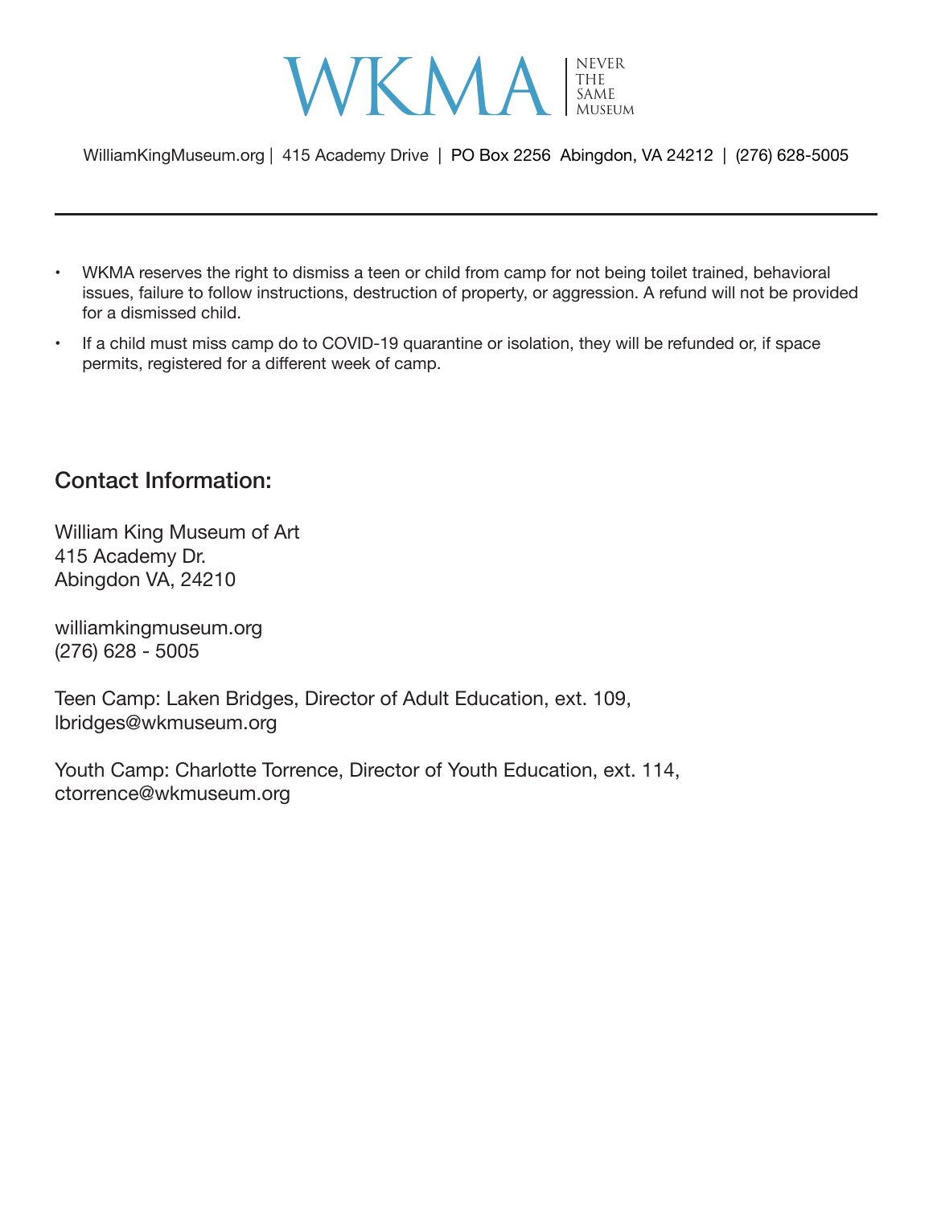- WKMA reserves the right to dismiss a teen or child from camp for not being toilet trained, behavioral issues, failure to follow instructions, destruction of property, or aggression. A refund will not be provided for a dismissed child.
- If a child must miss camp do to COVID-19 quarantine or isolation, they will be refunded or, if space permits, registered for a different week of camp.

## Contact Information:

William King Museum of Art
415 Academy Dr.
Abingdon VA, 24210

williamkingmuseum.org
(276) 628 - 5005

Teen Camp: Laken Bridges, Director of Adult Education, ext. 109,
lbridges@wkmuseum.org

Youth Camp: Charlotte Torrence, Director of Youth Education, ext. 114,
ctorrence@wkmuseum.org